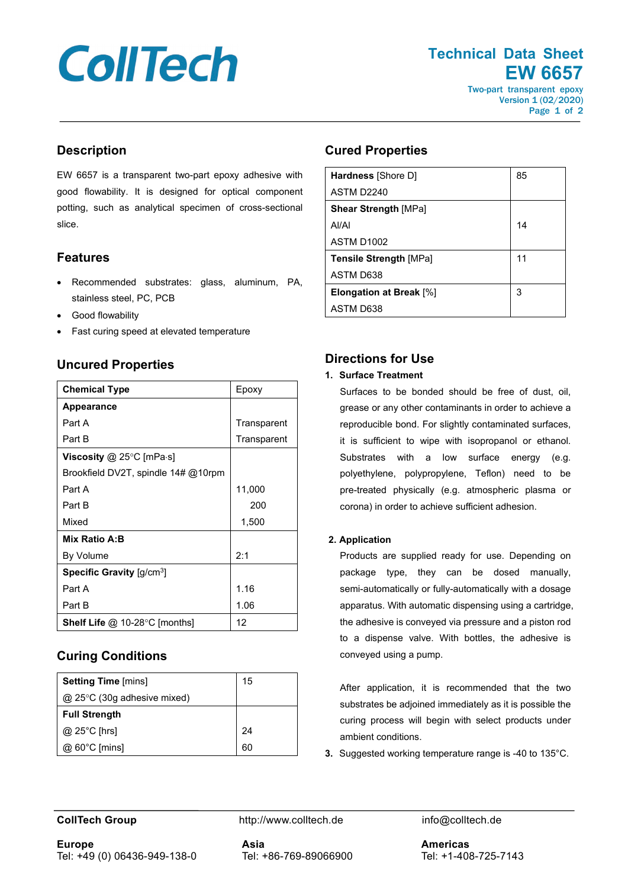# CollTech

## Technical Data Sheet
## EW 6657

Two-part transparent epoxy
Version 1 (02/2020)

## Description

EW 6657 is a transparent two-part epoxy adhesive with good flowability. It is designed for optical component potting, such as analytical specimen of cross-sectional slice.

## Features

- Recommended substrates: glass, aluminum, PA, stainless steel, PC, PCB
- Good flowability
- Fast curing speed at elevated temperature

## Uncured Properties

| | |
|---|---|
| **Chemical Type** | Epoxy |
| **Appearance** | |
| Part A | Transparent |
| Part B | Transparent |
| **Viscosity** @ 25°C [mPa·s] | |
| Brookfield DV2T, spindle 14# @10rpm | |
| Part A | 11,000 |
| Part B | 200 |
| Mixed | 1,500 |
| **Mix Ratio A:B** | |
| By Volume | 2:1 |
| **Specific Gravity** [g/cm$^3$] | |
| Part A | 1.16 |
| Part B | 1.06 |
| **Shelf Life** @ 10-28°C [months] | 12 |

## Curing Conditions

| | |
|---|---|
| **Setting Time** [mins] | 15 |
| @ 25°C (30g adhesive mixed) | |
| **Full Strength** | |
| @ 25°C [hrs] | 24 |
| @ 60°C [mins] | 60 |

## Cured Properties

| | |
|---|---|
| **Hardness** [Shore D] | 85 |
| ASTM D2240 | |
| **Shear Strength** [MPa] | |
| Al/Al | 14 |
| ASTM D1002 | |
| **Tensile Strength** [MPa] | 11 |
| ASTM D638 | |
| **Elongation at Break** [%] | 3 |
| ASTM D638 | |

## Directions for Use

1. **Surface Treatment**

   Surfaces to be bonded should be free of dust, oil, grease or any other contaminants in order to achieve a reproducible bond. For slightly contaminated surfaces, it is sufficient to wipe with isopropanol or ethanol. Substrates with a low surface energy (e.g. polyethylene, polypropylene, Teflon) need to be pre-treated physically (e.g. atmospheric plasma or corona) in order to achieve sufficient adhesion.

2. **Application**

   Products are supplied ready for use. Depending on package type, they can be dosed manually, semi-automatically or fully-automatically with a dosage apparatus. With automatic dispensing using a cartridge, the adhesive is conveyed via pressure and a piston rod to a dispense valve. With bottles, the adhesive is conveyed using a pump.

   After application, it is recommended that the two substrates be adjoined immediately as it is possible the curing process will begin with select products under ambient conditions.

3. Suggested working temperature range is -40 to 135°C.

**CollTech Group** http://www.colltech.de info@colltech.de

**Europe**
Tel: +49 (0) 06436-949-138-0

**Asia**
Tel: +86-769-89066900

**Americas**
Tel: +1-408-725-7143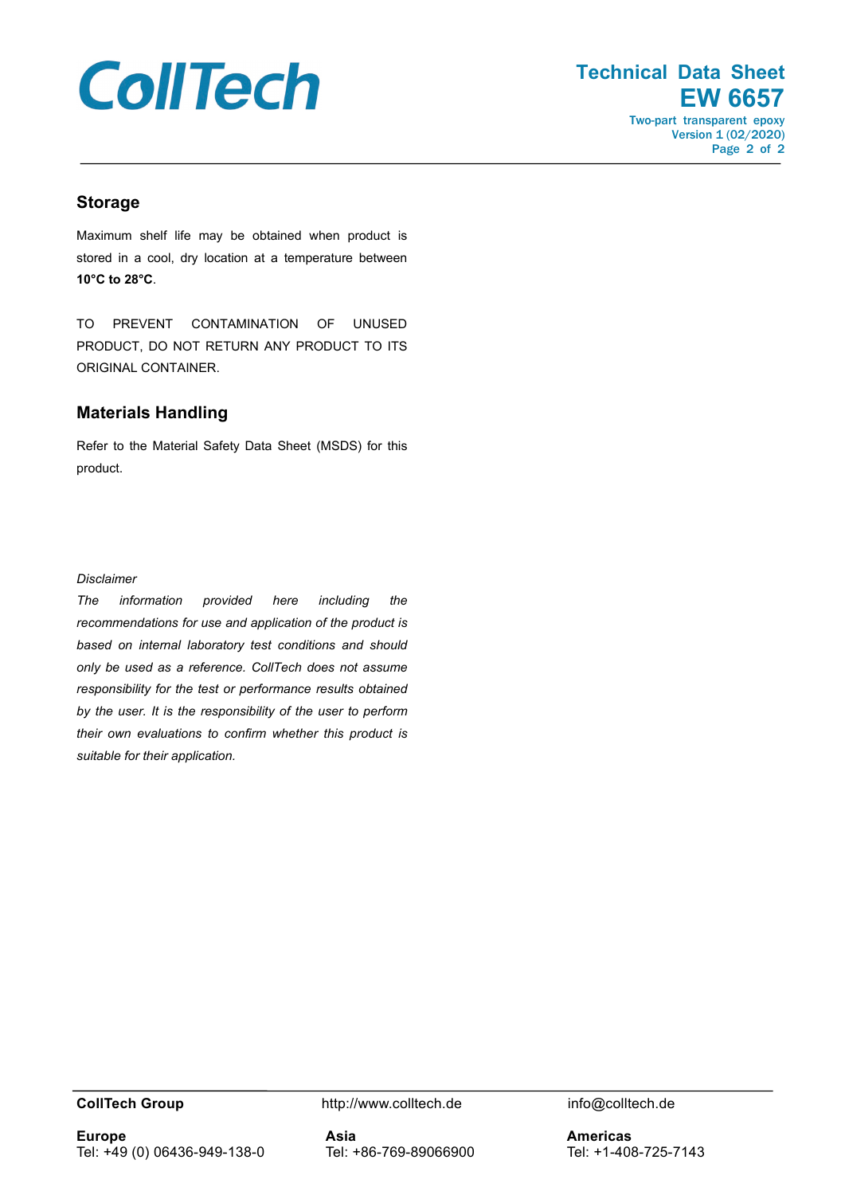## Storage

Maximum shelf life may be obtained when product is stored in a cool, dry location at a temperature between **10°C to 28°C**.

TO PREVENT CONTAMINATION OF UNUSED PRODUCT, DO NOT RETURN ANY PRODUCT TO ITS ORIGINAL CONTAINER.

## Materials Handling

Refer to the Material Safety Data Sheet (MSDS) for this product.

*Disclaimer*

*The information provided here including the recommendations for use and application of the product is based on internal laboratory test conditions and should only be used as a reference. CollTech does not assume responsibility for the test or performance results obtained by the user. It is the responsibility of the user to perform their own evaluations to confirm whether this product is suitable for their application.*

**CollTech Group** http://www.colltech.de info@colltech.de

**Europe**
Tel: +49 (0) 06436-949-138-0

**Asia**
Tel: +86-769-89066900

**Americas**
Tel: +1-408-725-7143